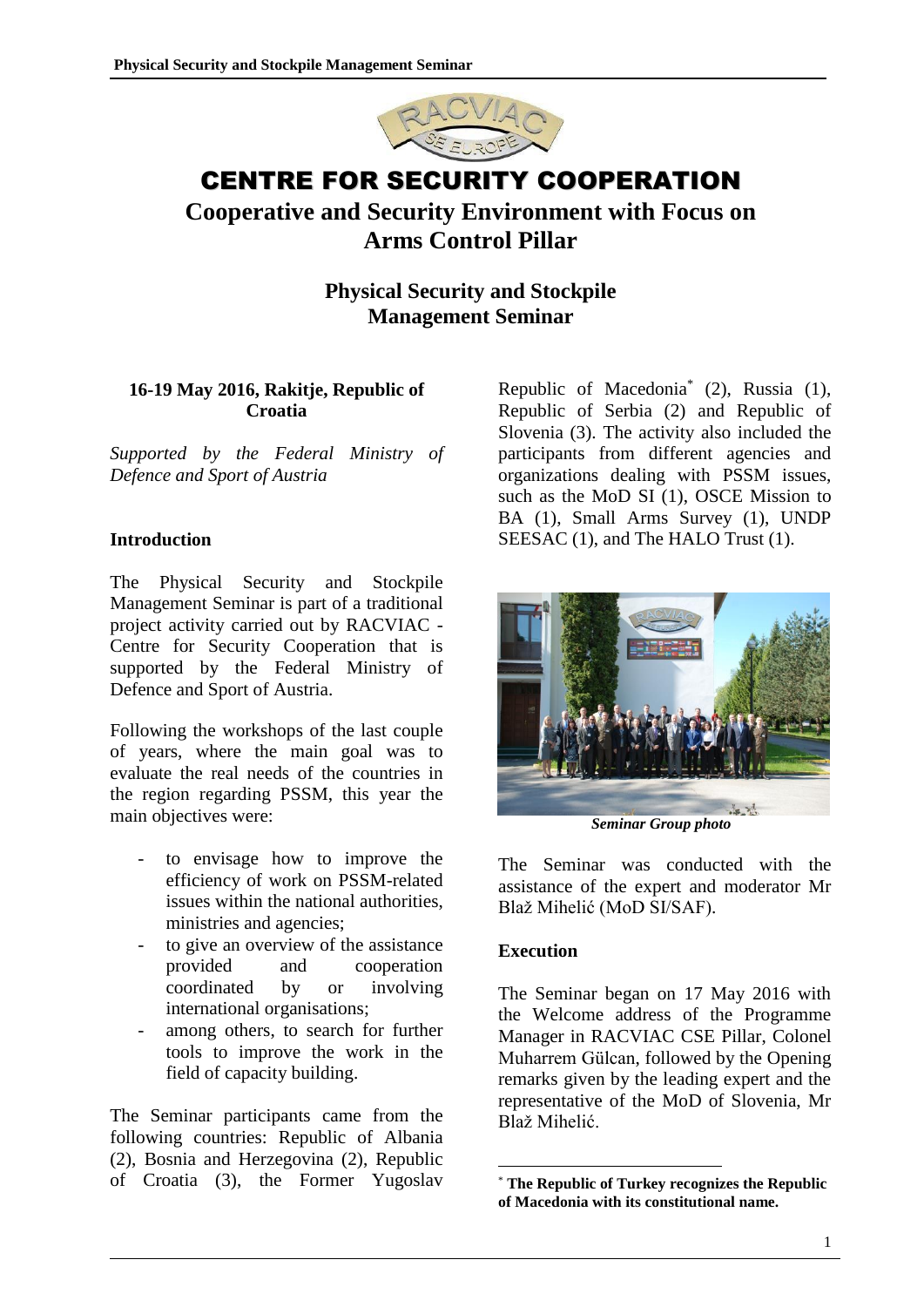# CENTRE FOR SECURITY COOPERATION

## Cooperative and Security Environment with Focus on Arms Control Pillar

## Physical Security and Stockpile Management Seminar

**16-19 May 2016, Rakitje, Republic of Croatia**

*Supported by the Federal Ministry of Defence and Sport of Austria*

### Introduction

The Physical Security and Stockpile Management Seminar is part of a traditional project activity carried out by RACVIAC - Centre for Security Cooperation that is supported by the Federal Ministry of Defence and Sport of Austria.

Following the workshops of the last couple of years, where the main goal was to evaluate the real needs of the countries in the region regarding PSSM, this year the main objectives were:

- to envisage how to improve the efficiency of work on PSSM-related issues within the national authorities, ministries and agencies;
- to give an overview of the assistance provided and cooperation coordinated by or involving international organisations;
- among others, to search for further tools to improve the work in the field of capacity building.

The Seminar participants came from the following countries: Republic of Albania (2), Bosnia and Herzegovina (2), Republic of Croatia (3), the Former Yugoslav Republic of Macedonia* (2), Russia (1), Republic of Serbia (2) and Republic of Slovenia (3). The activity also included the participants from different agencies and organizations dealing with PSSM issues, such as the MoD SI (1), OSCE Mission to BA (1), Small Arms Survey (1), UNDP SEESAC (1), and The HALO Trust (1).

***Seminar Group photo***

The Seminar was conducted with the assistance of the expert and moderator Mr Blaž Mihelić (MoD SI/SAF).

### Execution

The Seminar began on 17 May 2016 with the Welcome address of the Programme Manager in RACVIAC CSE Pillar, Colonel Muharrem Gülcan, followed by the Opening remarks given by the leading expert and the representative of the MoD of Slovenia, Mr Blaž Mihelić.

---

\* **The Republic of Turkey recognizes the Republic of Macedonia with its constitutional name.**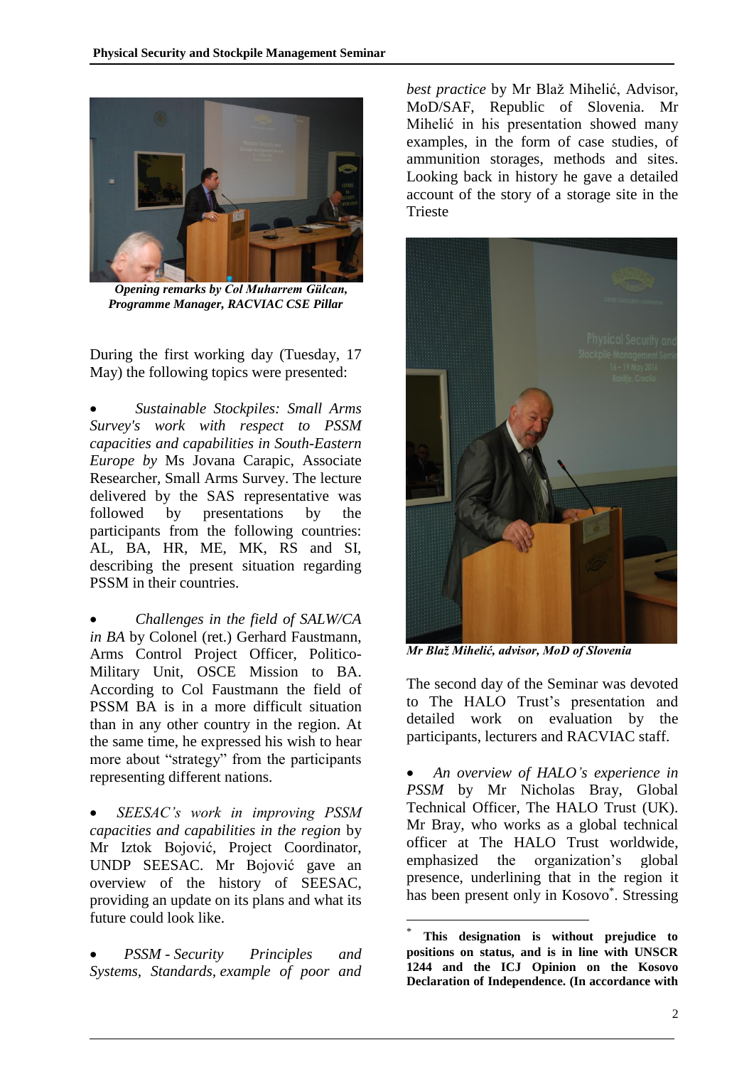*Opening remarks by Col Muharrem Gülcan, Programme Manager, RACVIAC CSE Pillar*

During the first working day (Tuesday, 17 May) the following topics were presented:

- *Sustainable Stockpiles: Small Arms Survey's work with respect to PSSM capacities and capabilities in South-Eastern Europe by* Ms Jovana Carapic, Associate Researcher, Small Arms Survey. The lecture delivered by the SAS representative was followed by presentations by the participants from the following countries: AL, BA, HR, ME, MK, RS and SI, describing the present situation regarding PSSM in their countries.

- *Challenges in the field of SALW/CA in BA* by Colonel (ret.) Gerhard Faustmann, Arms Control Project Officer, Politico-Military Unit, OSCE Mission to BA. According to Col Faustmann the field of PSSM BA is in a more difficult situation than in any other country in the region. At the same time, he expressed his wish to hear more about "strategy" from the participants representing different nations.

- *SEESAC's work in improving PSSM capacities and capabilities in the region* by Mr Iztok Bojović, Project Coordinator, UNDP SEESAC. Mr Bojović gave an overview of the history of SEESAC, providing an update on its plans and what its future could look like.

- *PSSM - Security Principles and Systems, Standards, example of poor and best practice* by Mr Blaž Mihelić, Advisor, MoD/SAF, Republic of Slovenia. Mr Mihelić in his presentation showed many examples, in the form of case studies, of ammunition storages, methods and sites. Looking back in history he gave a detailed account of the story of a storage site in the Trieste

*Mr Blaž Mihelić, advisor, MoD of Slovenia*

The second day of the Seminar was devoted to The HALO Trust's presentation and detailed work on evaluation by the participants, lecturers and RACVIAC staff.

- *An overview of HALO's experience in PSSM* by Mr Nicholas Bray, Global Technical Officer, The HALO Trust (UK). Mr Bray, who works as a global technical officer at The HALO Trust worldwide, emphasized the organization's global presence, underlining that in the region it has been present only in Kosovo*. Stressing

---

**\* This designation is without prejudice to positions on status, and is in line with UNSCR 1244 and the ICJ Opinion on the Kosovo Declaration of Independence. (In accordance with**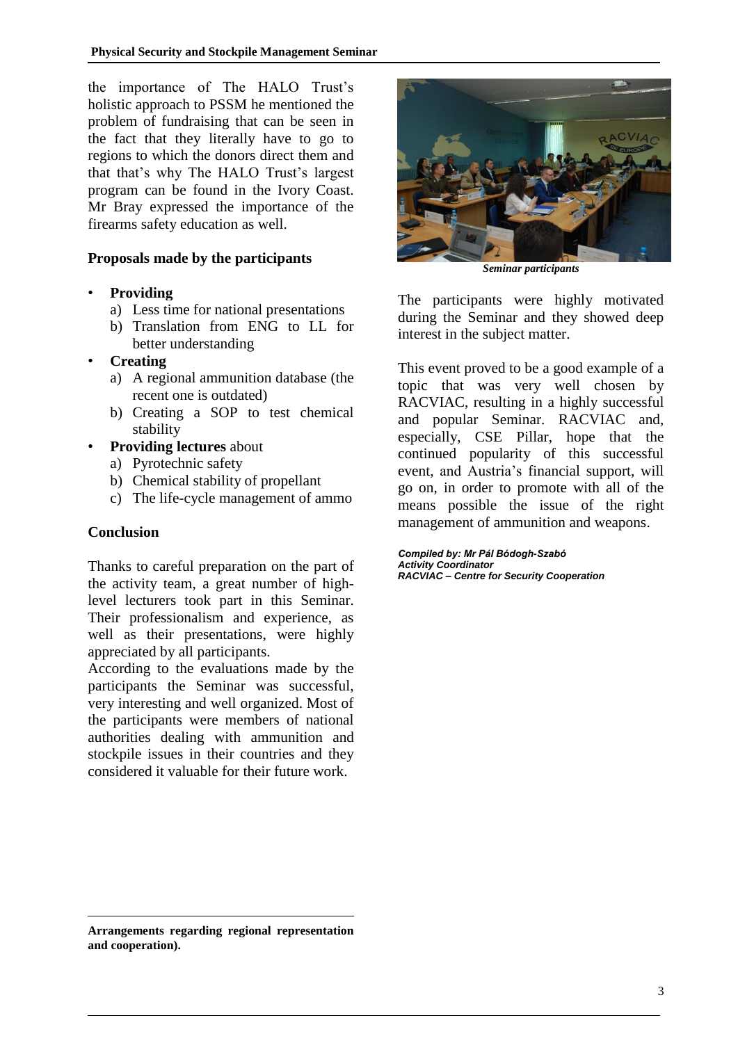the importance of The HALO Trust's holistic approach to PSSM he mentioned the problem of fundraising that can be seen in the fact that they literally have to go to regions to which the donors direct them and that that's why The HALO Trust's largest program can be found in the Ivory Coast. Mr Bray expressed the importance of the firearms safety education as well.

### Proposals made by the participants

- **Providing**
  a) Less time for national presentations
  b) Translation from ENG to LL for better understanding
- **Creating**
  a) A regional ammunition database (the recent one is outdated)
  b) Creating a SOP to test chemical stability
- **Providing lectures** about
  a) Pyrotechnic safety
  b) Chemical stability of propellant
  c) The life-cycle management of ammo

### Conclusion

Thanks to careful preparation on the part of the activity team, a great number of high-level lecturers took part in this Seminar. Their professionalism and experience, as well as their presentations, were highly appreciated by all participants.
According to the evaluations made by the participants the Seminar was successful, very interesting and well organized. Most of the participants were members of national authorities dealing with ammunition and stockpile issues in their countries and they considered it valuable for their future work.

*Seminar participants*

The participants were highly motivated during the Seminar and they showed deep interest in the subject matter.

This event proved to be a good example of a topic that was very well chosen by RACVIAC, resulting in a highly successful and popular Seminar. RACVIAC and, especially, CSE Pillar, hope that the continued popularity of this successful event, and Austria's financial support, will go on, in order to promote with all of the means possible the issue of the right management of ammunition and weapons.

***Compiled by: Mr Pál Bódogh-Szabó***
***Activity Coordinator***
***RACVIAC – Centre for Security Cooperation***

---

**Arrangements regarding regional representation and cooperation).**